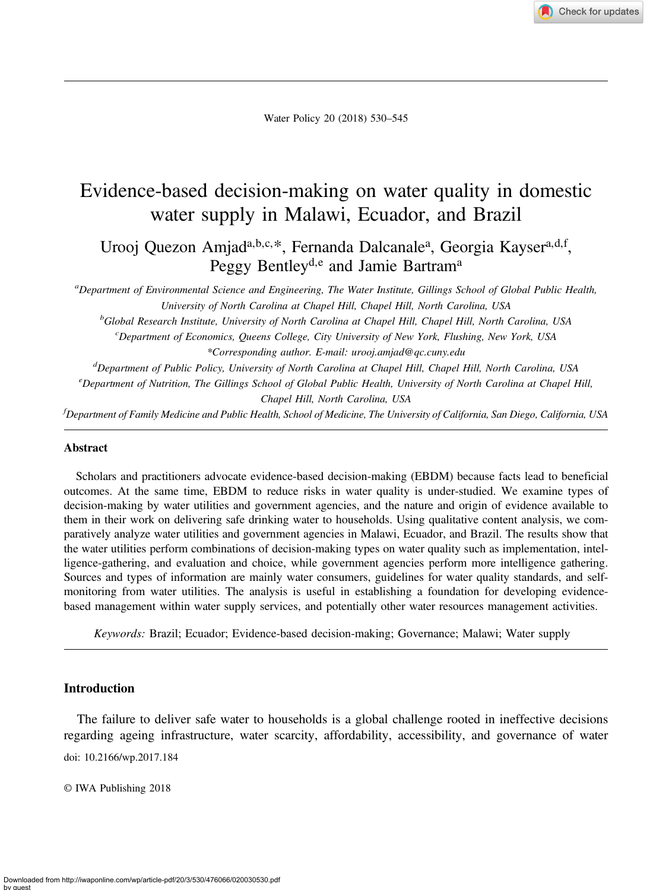# Evidence-based decision-making on water quality in domestic water supply in Malawi, Ecuador, and Brazil

Urooj Quezon Amjad[a,b,c,*], Fernanda Dalcanale[a], Georgia Kayser[a,d,f], Peggy Bentley[d,e] and Jamie Bartram[a]

[a]*Department of Environmental Science and Engineering, The Water Institute, Gillings School of Global Public Health, University of North Carolina at Chapel Hill, Chapel Hill, North Carolina, USA*

[b]*Global Research Institute, University of North Carolina at Chapel Hill, Chapel Hill, North Carolina, USA*

[c]*Department of Economics, Queens College, City University of New York, Flushing, New York, USA*

*\*Corresponding author. E-mail: urooj.amjad@qc.cuny.edu*

[d]*Department of Public Policy, University of North Carolina at Chapel Hill, Chapel Hill, North Carolina, USA*

[e]*Department of Nutrition, The Gillings School of Global Public Health, University of North Carolina at Chapel Hill, Chapel Hill, North Carolina, USA*

[f]*Department of Family Medicine and Public Health, School of Medicine, The University of California, San Diego, California, USA*

## Abstract

Scholars and practitioners advocate evidence-based decision-making (EBDM) because facts lead to beneficial outcomes. At the same time, EBDM to reduce risks in water quality is under-studied. We examine types of decision-making by water utilities and government agencies, and the nature and origin of evidence available to them in their work on delivering safe drinking water to households. Using qualitative content analysis, we comparatively analyze water utilities and government agencies in Malawi, Ecuador, and Brazil. The results show that the water utilities perform combinations of decision-making types on water quality such as implementation, intelligence-gathering, and evaluation and choice, while government agencies perform more intelligence gathering. Sources and types of information are mainly water consumers, guidelines for water quality standards, and self-monitoring from water utilities. The analysis is useful in establishing a foundation for developing evidence-based management within water supply services, and potentially other water resources management activities.

*Keywords:* Brazil; Ecuador; Evidence-based decision-making; Governance; Malawi; Water supply

## Introduction

The failure to deliver safe water to households is a global challenge rooted in ineffective decisions regarding ageing infrastructure, water scarcity, affordability, accessibility, and governance of water

doi: 10.2166/wp.2017.184

© IWA Publishing 2018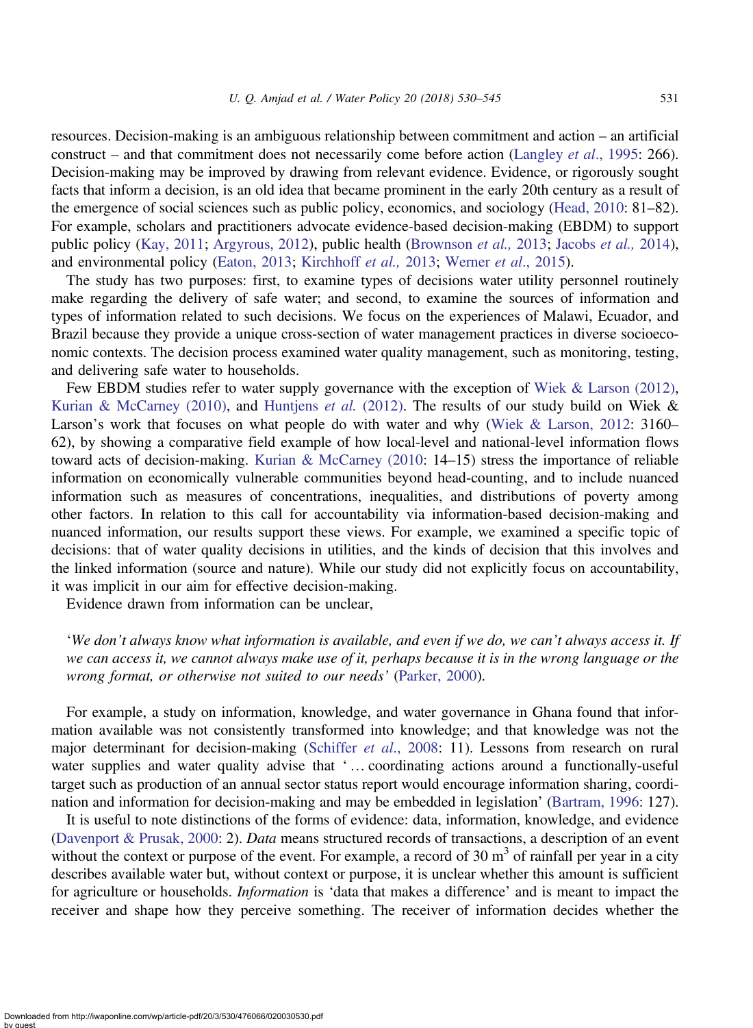resources. Decision-making is an ambiguous relationship between commitment and action – an artificial construct – and that commitment does not necessarily come before action (Langley *et al.*, 1995: 266). Decision-making may be improved by drawing from relevant evidence. Evidence, or rigorously sought facts that inform a decision, is an old idea that became prominent in the early 20th century as a result of the emergence of social sciences such as public policy, economics, and sociology (Head, 2010: 81–82). For example, scholars and practitioners advocate evidence-based decision-making (EBDM) to support public policy (Kay, 2011; Argyrous, 2012), public health (Brownson *et al.,* 2013; Jacobs *et al.,* 2014), and environmental policy (Eaton, 2013; Kirchhoff *et al.,* 2013; Werner *et al*., 2015).

The study has two purposes: first, to examine types of decisions water utility personnel routinely make regarding the delivery of safe water; and second, to examine the sources of information and types of information related to such decisions. We focus on the experiences of Malawi, Ecuador, and Brazil because they provide a unique cross-section of water management practices in diverse socioeconomic contexts. The decision process examined water quality management, such as monitoring, testing, and delivering safe water to households.

Few EBDM studies refer to water supply governance with the exception of Wiek & Larson (2012), Kurian & McCarney (2010), and Huntjens *et al.* (2012). The results of our study build on Wiek & Larson's work that focuses on what people do with water and why (Wiek & Larson, 2012: 3160–62), by showing a comparative field example of how local-level and national-level information flows toward acts of decision-making. Kurian & McCarney (2010: 14–15) stress the importance of reliable information on economically vulnerable communities beyond head-counting, and to include nuanced information such as measures of concentrations, inequalities, and distributions of poverty among other factors. In relation to this call for accountability via information-based decision-making and nuanced information, our results support these views. For example, we examined a specific topic of decisions: that of water quality decisions in utilities, and the kinds of decision that this involves and the linked information (source and nature). While our study did not explicitly focus on accountability, it was implicit in our aim for effective decision-making.

Evidence drawn from information can be unclear,

> '*We don't always know what information is available, and even if we do, we can't always access it. If we can access it, we cannot always make use of it, perhaps because it is in the wrong language or the wrong format, or otherwise not suited to our needs'* (Parker, 2000).

For example, a study on information, knowledge, and water governance in Ghana found that information available was not consistently transformed into knowledge; and that knowledge was not the major determinant for decision-making (Schiffer *et al.,* 2008: 11). Lessons from research on rural water supplies and water quality advise that '… coordinating actions around a functionally-useful target such as production of an annual sector status report would encourage information sharing, coordination and information for decision-making and may be embedded in legislation' (Bartram, 1996: 127).

It is useful to note distinctions of the forms of evidence: data, information, knowledge, and evidence (Davenport & Prusak, 2000: 2). *Data* means structured records of transactions, a description of an event without the context or purpose of the event. For example, a record of 30 $m^3$ of rainfall per year in a city describes available water but, without context or purpose, it is unclear whether this amount is sufficient for agriculture or households. *Information* is 'data that makes a difference' and is meant to impact the receiver and shape how they perceive something. The receiver of information decides whether the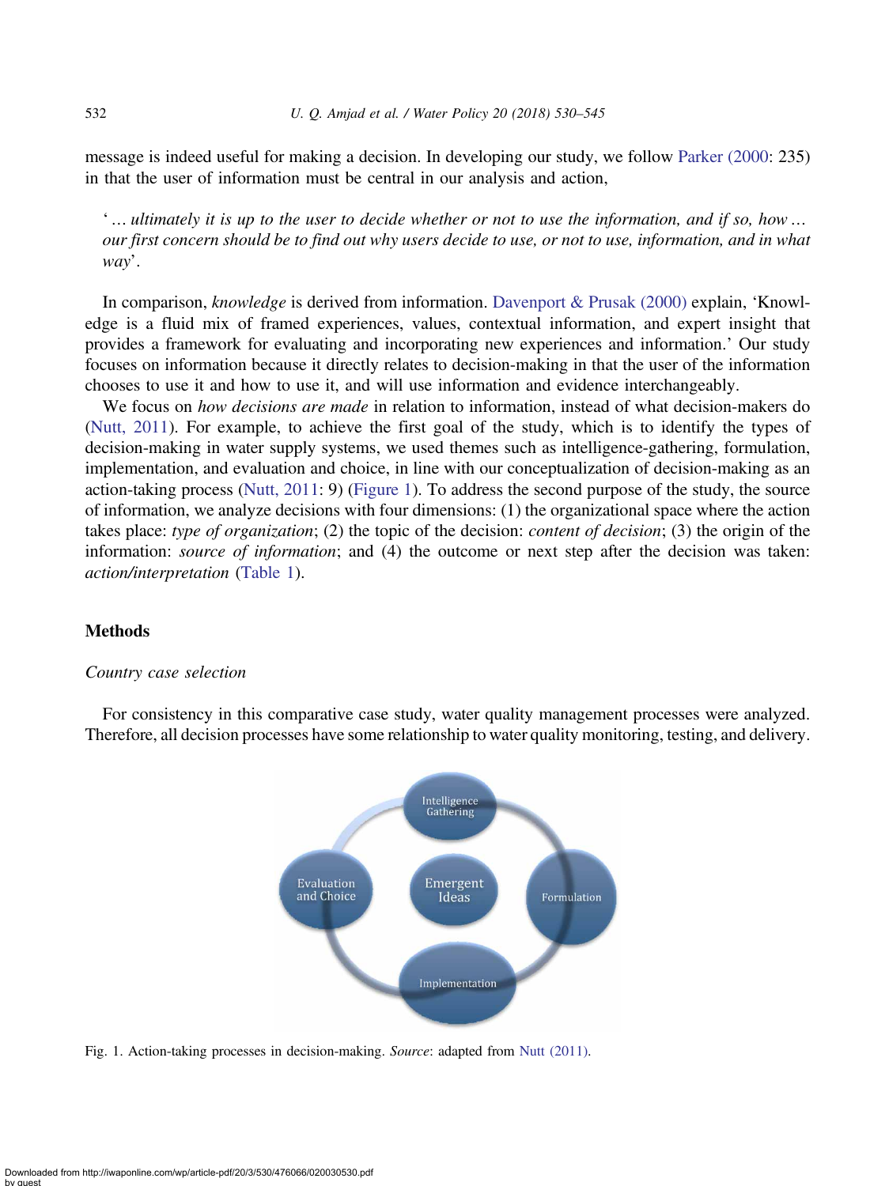message is indeed useful for making a decision. In developing our study, we follow Parker (2000: 235) in that the user of information must be central in our analysis and action,

> '*… ultimately it is up to the user to decide whether or not to use the information, and if so, how … our first concern should be to find out why users decide to use, or not to use, information, and in what way*'.

In comparison, *knowledge* is derived from information. Davenport & Prusak (2000) explain, 'Knowledge is a fluid mix of framed experiences, values, contextual information, and expert insight that provides a framework for evaluating and incorporating new experiences and information.' Our study focuses on information because it directly relates to decision-making in that the user of the information chooses to use it and how to use it, and will use information and evidence interchangeably.

We focus on *how decisions are made* in relation to information, instead of what decision-makers do (Nutt, 2011). For example, to achieve the first goal of the study, which is to identify the types of decision-making in water supply systems, we used themes such as intelligence-gathering, formulation, implementation, and evaluation and choice, in line with our conceptualization of decision-making as an action-taking process (Nutt, 2011: 9) (Figure 1). To address the second purpose of the study, the source of information, we analyze decisions with four dimensions: (1) the organizational space where the action takes place: *type of organization*; (2) the topic of the decision: *content of decision*; (3) the origin of the information: *source of information*; and (4) the outcome or next step after the decision was taken: *action/interpretation* (Table 1).

## Methods

### *Country case selection*

For consistency in this comparative case study, water quality management processes were analyzed. Therefore, all decision processes have some relationship to water quality monitoring, testing, and delivery.

Intelligence Gathering

Evaluation and Choice

Emergent Ideas

Formulation

Implementation

Fig. 1. Action-taking processes in decision-making. *Source*: adapted from Nutt (2011).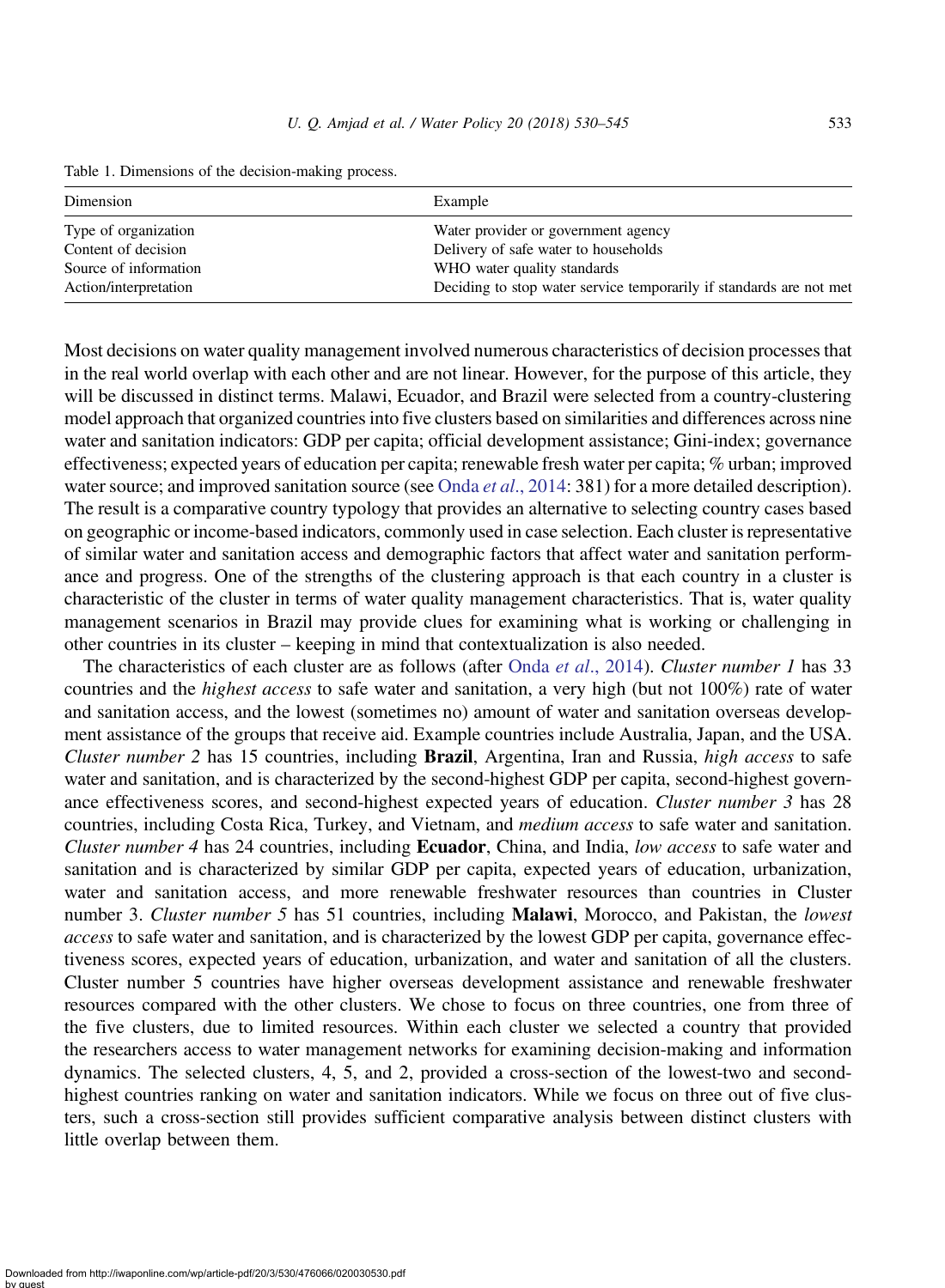Table 1. Dimensions of the decision-making process.

| Dimension | Example |
| --- | --- |
| Type of organization | Water provider or government agency |
| Content of decision | Delivery of safe water to households |
| Source of information | WHO water quality standards |
| Action/interpretation | Deciding to stop water service temporarily if standards are not met |

Most decisions on water quality management involved numerous characteristics of decision processes that in the real world overlap with each other and are not linear. However, for the purpose of this article, they will be discussed in distinct terms. Malawi, Ecuador, and Brazil were selected from a country-clustering model approach that organized countries into five clusters based on similarities and differences across nine water and sanitation indicators: GDP per capita; official development assistance; Gini-index; governance effectiveness; expected years of education per capita; renewable fresh water per capita; % urban; improved water source; and improved sanitation source (see Onda *et al*., 2014: 381) for a more detailed description). The result is a comparative country typology that provides an alternative to selecting country cases based on geographic or income-based indicators, commonly used in case selection. Each cluster is representative of similar water and sanitation access and demographic factors that affect water and sanitation performance and progress. One of the strengths of the clustering approach is that each country in a cluster is characteristic of the cluster in terms of water quality management characteristics. That is, water quality management scenarios in Brazil may provide clues for examining what is working or challenging in other countries in its cluster – keeping in mind that contextualization is also needed.

The characteristics of each cluster are as follows (after Onda *et al*., 2014). *Cluster number 1* has 33 countries and the *highest access* to safe water and sanitation, a very high (but not 100%) rate of water and sanitation access, and the lowest (sometimes no) amount of water and sanitation overseas development assistance of the groups that receive aid. Example countries include Australia, Japan, and the USA. *Cluster number 2* has 15 countries, including **Brazil**, Argentina, Iran and Russia, *high access* to safe water and sanitation, and is characterized by the second-highest GDP per capita, second-highest governance effectiveness scores, and second-highest expected years of education. *Cluster number 3* has 28 countries, including Costa Rica, Turkey, and Vietnam, and *medium access* to safe water and sanitation. *Cluster number 4* has 24 countries, including **Ecuador**, China, and India, *low access* to safe water and sanitation and is characterized by similar GDP per capita, expected years of education, urbanization, water and sanitation access, and more renewable freshwater resources than countries in Cluster number 3. *Cluster number 5* has 51 countries, including **Malawi**, Morocco, and Pakistan, the *lowest access* to safe water and sanitation, and is characterized by the lowest GDP per capita, governance effectiveness scores, expected years of education, urbanization, and water and sanitation of all the clusters. Cluster number 5 countries have higher overseas development assistance and renewable freshwater resources compared with the other clusters. We chose to focus on three countries, one from three of the five clusters, due to limited resources. Within each cluster we selected a country that provided the researchers access to water management networks for examining decision-making and information dynamics. The selected clusters, 4, 5, and 2, provided a cross-section of the lowest-two and second-highest countries ranking on water and sanitation indicators. While we focus on three out of five clusters, such a cross-section still provides sufficient comparative analysis between distinct clusters with little overlap between them.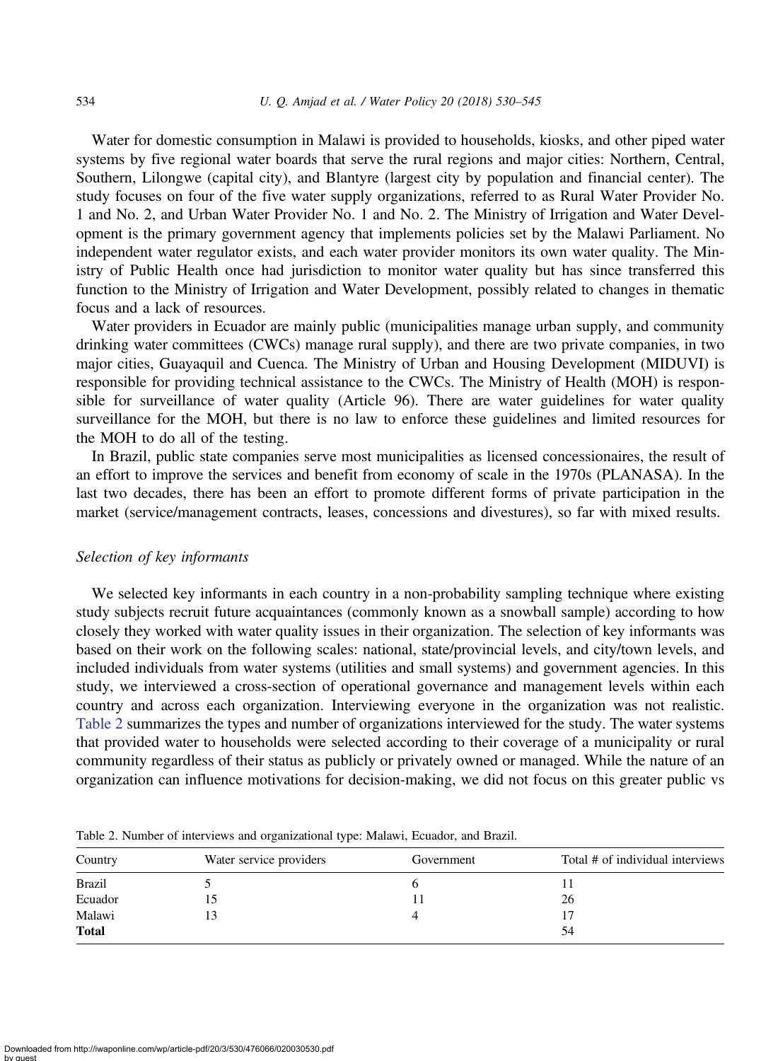Water for domestic consumption in Malawi is provided to households, kiosks, and other piped water systems by five regional water boards that serve the rural regions and major cities: Northern, Central, Southern, Lilongwe (capital city), and Blantyre (largest city by population and financial center). The study focuses on four of the five water supply organizations, referred to as Rural Water Provider No. 1 and No. 2, and Urban Water Provider No. 1 and No. 2. The Ministry of Irrigation and Water Development is the primary government agency that implements policies set by the Malawi Parliament. No independent water regulator exists, and each water provider monitors its own water quality. The Ministry of Public Health once had jurisdiction to monitor water quality but has since transferred this function to the Ministry of Irrigation and Water Development, possibly related to changes in thematic focus and a lack of resources.

Water providers in Ecuador are mainly public (municipalities manage urban supply, and community drinking water committees (CWCs) manage rural supply), and there are two private companies, in two major cities, Guayaquil and Cuenca. The Ministry of Urban and Housing Development (MIDUVI) is responsible for providing technical assistance to the CWCs. The Ministry of Health (MOH) is responsible for surveillance of water quality (Article 96). There are water guidelines for water quality surveillance for the MOH, but there is no law to enforce these guidelines and limited resources for the MOH to do all of the testing.

In Brazil, public state companies serve most municipalities as licensed concessionaires, the result of an effort to improve the services and benefit from economy of scale in the 1970s (PLANASA). In the last two decades, there has been an effort to promote different forms of private participation in the market (service/management contracts, leases, concessions and divestures), so far with mixed results.

### *Selection of key informants*

We selected key informants in each country in a non-probability sampling technique where existing study subjects recruit future acquaintances (commonly known as a snowball sample) according to how closely they worked with water quality issues in their organization. The selection of key informants was based on their work on the following scales: national, state/provincial levels, and city/town levels, and included individuals from water systems (utilities and small systems) and government agencies. In this study, we interviewed a cross-section of operational governance and management levels within each country and across each organization. Interviewing everyone in the organization was not realistic. Table 2 summarizes the types and number of organizations interviewed for the study. The water systems that provided water to households were selected according to their coverage of a municipality or rural community regardless of their status as publicly or privately owned or managed. While the nature of an organization can influence motivations for decision-making, we did not focus on this greater public vs

Table 2. Number of interviews and organizational type: Malawi, Ecuador, and Brazil.

| Country | Water service providers | Government | Total # of individual interviews |
|---|---|---|---|
| Brazil | 5 | 6 | 11 |
| Ecuador | 15 | 11 | 26 |
| Malawi | 13 | 4 | 17 |
| **Total** | | | 54 |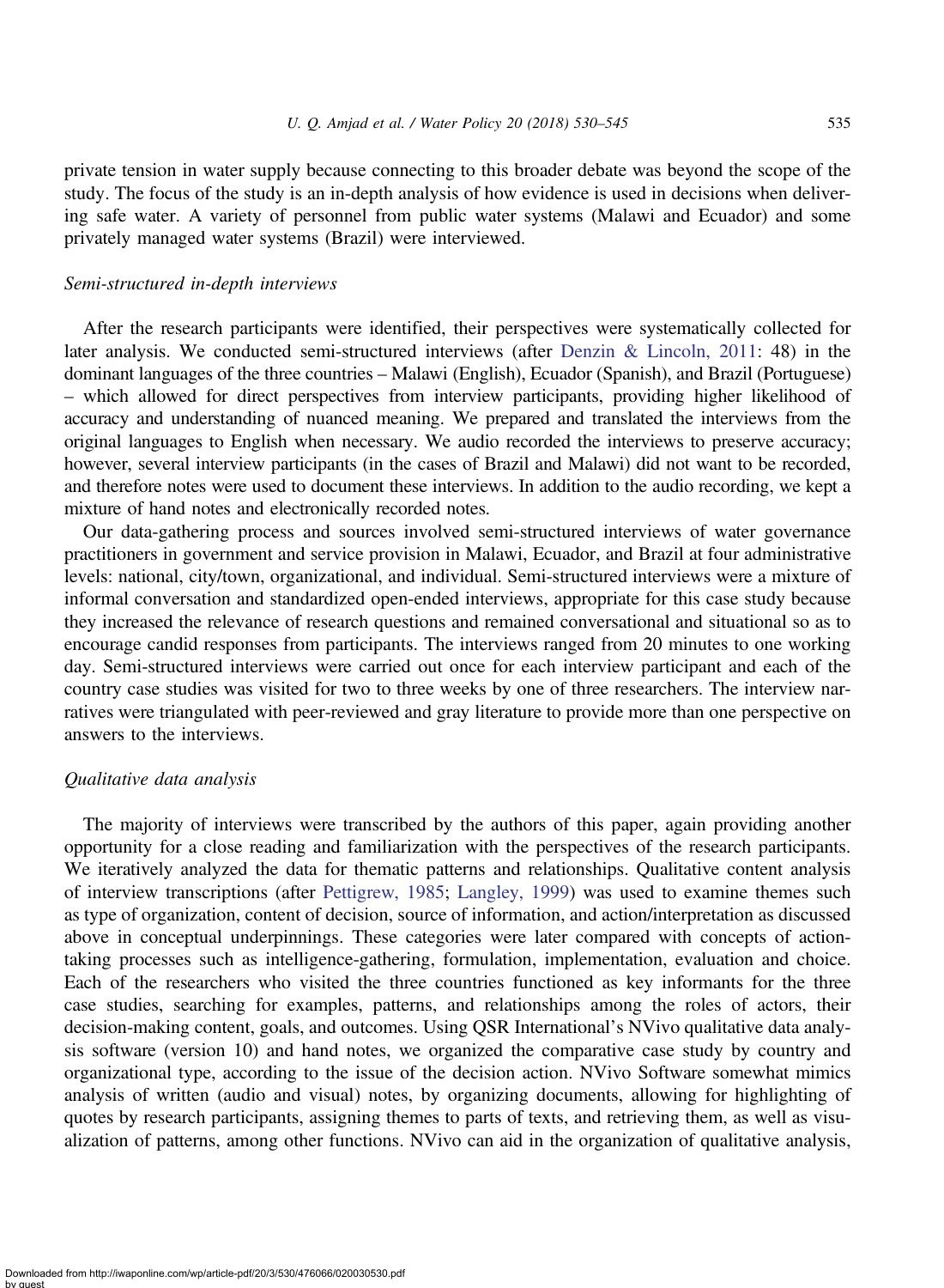private tension in water supply because connecting to this broader debate was beyond the scope of the study. The focus of the study is an in-depth analysis of how evidence is used in decisions when delivering safe water. A variety of personnel from public water systems (Malawi and Ecuador) and some privately managed water systems (Brazil) were interviewed.

### *Semi-structured in-depth interviews*

After the research participants were identified, their perspectives were systematically collected for later analysis. We conducted semi-structured interviews (after Denzin & Lincoln, 2011: 48) in the dominant languages of the three countries – Malawi (English), Ecuador (Spanish), and Brazil (Portuguese) – which allowed for direct perspectives from interview participants, providing higher likelihood of accuracy and understanding of nuanced meaning. We prepared and translated the interviews from the original languages to English when necessary. We audio recorded the interviews to preserve accuracy; however, several interview participants (in the cases of Brazil and Malawi) did not want to be recorded, and therefore notes were used to document these interviews. In addition to the audio recording, we kept a mixture of hand notes and electronically recorded notes.

Our data-gathering process and sources involved semi-structured interviews of water governance practitioners in government and service provision in Malawi, Ecuador, and Brazil at four administrative levels: national, city/town, organizational, and individual. Semi-structured interviews were a mixture of informal conversation and standardized open-ended interviews, appropriate for this case study because they increased the relevance of research questions and remained conversational and situational so as to encourage candid responses from participants. The interviews ranged from 20 minutes to one working day. Semi-structured interviews were carried out once for each interview participant and each of the country case studies was visited for two to three weeks by one of three researchers. The interview narratives were triangulated with peer-reviewed and gray literature to provide more than one perspective on answers to the interviews.

### *Qualitative data analysis*

The majority of interviews were transcribed by the authors of this paper, again providing another opportunity for a close reading and familiarization with the perspectives of the research participants. We iteratively analyzed the data for thematic patterns and relationships. Qualitative content analysis of interview transcriptions (after Pettigrew, 1985; Langley, 1999) was used to examine themes such as type of organization, content of decision, source of information, and action/interpretation as discussed above in conceptual underpinnings. These categories were later compared with concepts of action-taking processes such as intelligence-gathering, formulation, implementation, evaluation and choice. Each of the researchers who visited the three countries functioned as key informants for the three case studies, searching for examples, patterns, and relationships among the roles of actors, their decision-making content, goals, and outcomes. Using QSR International's NVivo qualitative data analysis software (version 10) and hand notes, we organized the comparative case study by country and organizational type, according to the issue of the decision action. NVivo Software somewhat mimics analysis of written (audio and visual) notes, by organizing documents, allowing for highlighting of quotes by research participants, assigning themes to parts of texts, and retrieving them, as well as visualization of patterns, among other functions. NVivo can aid in the organization of qualitative analysis,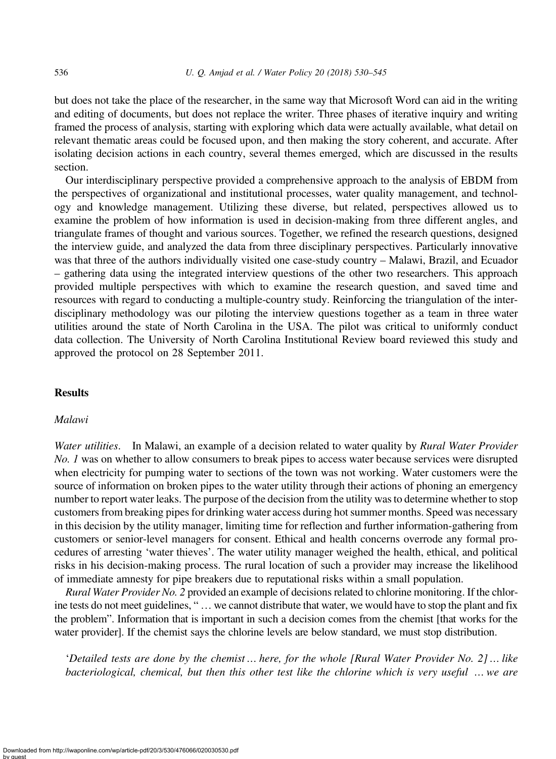but does not take the place of the researcher, in the same way that Microsoft Word can aid in the writing and editing of documents, but does not replace the writer. Three phases of iterative inquiry and writing framed the process of analysis, starting with exploring which data were actually available, what detail on relevant thematic areas could be focused upon, and then making the story coherent, and accurate. After isolating decision actions in each country, several themes emerged, which are discussed in the results section.

Our interdisciplinary perspective provided a comprehensive approach to the analysis of EBDM from the perspectives of organizational and institutional processes, water quality management, and technology and knowledge management. Utilizing these diverse, but related, perspectives allowed us to examine the problem of how information is used in decision-making from three different angles, and triangulate frames of thought and various sources. Together, we refined the research questions, designed the interview guide, and analyzed the data from three disciplinary perspectives. Particularly innovative was that three of the authors individually visited one case-study country – Malawi, Brazil, and Ecuador – gathering data using the integrated interview questions of the other two researchers. This approach provided multiple perspectives with which to examine the research question, and saved time and resources with regard to conducting a multiple-country study. Reinforcing the triangulation of the interdisciplinary methodology was our piloting the interview questions together as a team in three water utilities around the state of North Carolina in the USA. The pilot was critical to uniformly conduct data collection. The University of North Carolina Institutional Review board reviewed this study and approved the protocol on 28 September 2011.

## Results

### *Malawi*

*Water utilities*. In Malawi, an example of a decision related to water quality by *Rural Water Provider No. 1* was on whether to allow consumers to break pipes to access water because services were disrupted when electricity for pumping water to sections of the town was not working. Water customers were the source of information on broken pipes to the water utility through their actions of phoning an emergency number to report water leaks. The purpose of the decision from the utility was to determine whether to stop customers from breaking pipes for drinking water access during hot summer months. Speed was necessary in this decision by the utility manager, limiting time for reflection and further information-gathering from customers or senior-level managers for consent. Ethical and health concerns overrode any formal procedures of arresting 'water thieves'. The water utility manager weighed the health, ethical, and political risks in his decision-making process. The rural location of such a provider may increase the likelihood of immediate amnesty for pipe breakers due to reputational risks within a small population.

*Rural Water Provider No. 2* provided an example of decisions related to chlorine monitoring. If the chlorine tests do not meet guidelines, " … we cannot distribute that water, we would have to stop the plant and fix the problem". Information that is important in such a decision comes from the chemist [that works for the water provider]. If the chemist says the chlorine levels are below standard, we must stop distribution.

'*Detailed tests are done by the chemist … here, for the whole [Rural Water Provider No. 2] … like bacteriological, chemical, but then this other test like the chlorine which is very useful … we are*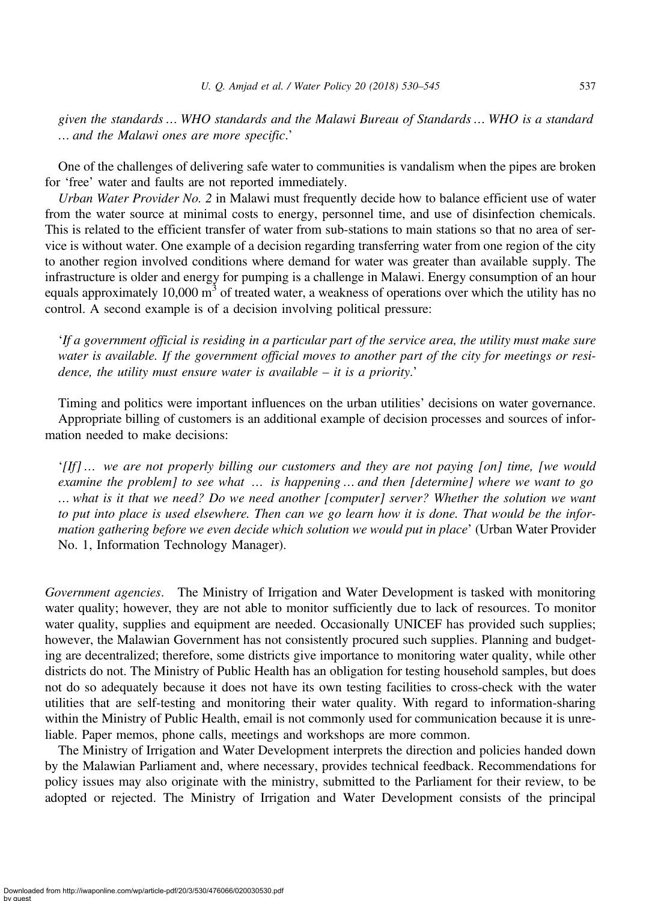*given the standards … WHO standards and the Malawi Bureau of Standards … WHO is a standard … and the Malawi ones are more specific*.'

One of the challenges of delivering safe water to communities is vandalism when the pipes are broken for 'free' water and faults are not reported immediately.

*Urban Water Provider No. 2* in Malawi must frequently decide how to balance efficient use of water from the water source at minimal costs to energy, personnel time, and use of disinfection chemicals. This is related to the efficient transfer of water from sub-stations to main stations so that no area of service is without water. One example of a decision regarding transferring water from one region of the city to another region involved conditions where demand for water was greater than available supply. The infrastructure is older and energy for pumping is a challenge in Malawi. Energy consumption of an hour equals approximately 10,000 $m^3$ of treated water, a weakness of operations over which the utility has no control. A second example is of a decision involving political pressure:

'*If a government official is residing in a particular part of the service area, the utility must make sure water is available. If the government official moves to another part of the city for meetings or residence, the utility must ensure water is available – it is a priority*.'

Timing and politics were important influences on the urban utilities' decisions on water governance.

Appropriate billing of customers is an additional example of decision processes and sources of information needed to make decisions:

'*[If] … we are not properly billing our customers and they are not paying [on] time, [we would examine the problem] to see what … is happening … and then [determine] where we want to go … what is it that we need? Do we need another [computer] server? Whether the solution we want to put into place is used elsewhere. Then can we go learn how it is done. That would be the information gathering before we even decide which solution we would put in place*' (Urban Water Provider No. 1, Information Technology Manager).

*Government agencies*. The Ministry of Irrigation and Water Development is tasked with monitoring water quality; however, they are not able to monitor sufficiently due to lack of resources. To monitor water quality, supplies and equipment are needed. Occasionally UNICEF has provided such supplies; however, the Malawian Government has not consistently procured such supplies. Planning and budgeting are decentralized; therefore, some districts give importance to monitoring water quality, while other districts do not. The Ministry of Public Health has an obligation for testing household samples, but does not do so adequately because it does not have its own testing facilities to cross-check with the water utilities that are self-testing and monitoring their water quality. With regard to information-sharing within the Ministry of Public Health, email is not commonly used for communication because it is unreliable. Paper memos, phone calls, meetings and workshops are more common.

The Ministry of Irrigation and Water Development interprets the direction and policies handed down by the Malawian Parliament and, where necessary, provides technical feedback. Recommendations for policy issues may also originate with the ministry, submitted to the Parliament for their review, to be adopted or rejected. The Ministry of Irrigation and Water Development consists of the principal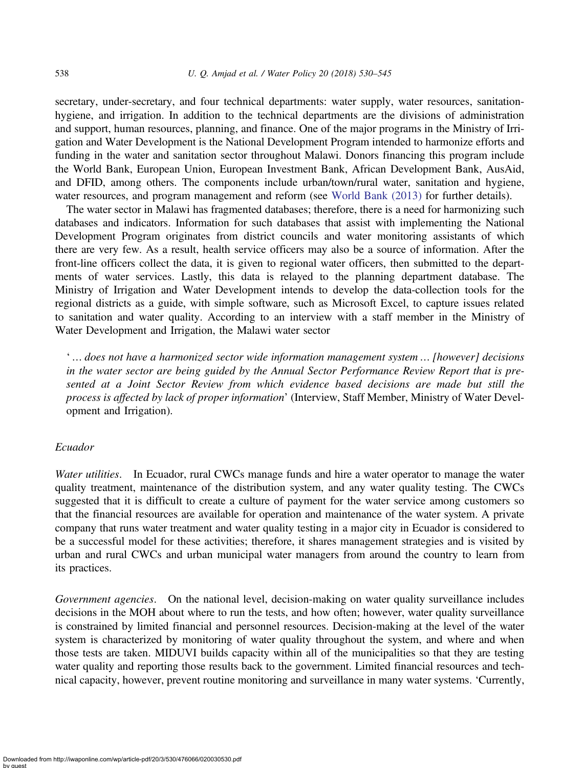secretary, under-secretary, and four technical departments: water supply, water resources, sanitation-hygiene, and irrigation. In addition to the technical departments are the divisions of administration and support, human resources, planning, and finance. One of the major programs in the Ministry of Irrigation and Water Development is the National Development Program intended to harmonize efforts and funding in the water and sanitation sector throughout Malawi. Donors financing this program include the World Bank, European Union, European Investment Bank, African Development Bank, AusAid, and DFID, among others. The components include urban/town/rural water, sanitation and hygiene, water resources, and program management and reform (see World Bank (2013) for further details).

The water sector in Malawi has fragmented databases; therefore, there is a need for harmonizing such databases and indicators. Information for such databases that assist with implementing the National Development Program originates from district councils and water monitoring assistants of which there are very few. As a result, health service officers may also be a source of information. After the front-line officers collect the data, it is given to regional water officers, then submitted to the departments of water services. Lastly, this data is relayed to the planning department database. The Ministry of Irrigation and Water Development intends to develop the data-collection tools for the regional districts as a guide, with simple software, such as Microsoft Excel, to capture issues related to sanitation and water quality. According to an interview with a staff member in the Ministry of Water Development and Irrigation, the Malawi water sector

> '*… does not have a harmonized sector wide information management system … [however] decisions in the water sector are being guided by the Annual Sector Performance Review Report that is presented at a Joint Sector Review from which evidence based decisions are made but still the process is affected by lack of proper information*' (Interview, Staff Member, Ministry of Water Development and Irrigation).

### *Ecuador*

*Water utilities*. In Ecuador, rural CWCs manage funds and hire a water operator to manage the water quality treatment, maintenance of the distribution system, and any water quality testing. The CWCs suggested that it is difficult to create a culture of payment for the water service among customers so that the financial resources are available for operation and maintenance of the water system. A private company that runs water treatment and water quality testing in a major city in Ecuador is considered to be a successful model for these activities; therefore, it shares management strategies and is visited by urban and rural CWCs and urban municipal water managers from around the country to learn from its practices.

*Government agencies*. On the national level, decision-making on water quality surveillance includes decisions in the MOH about where to run the tests, and how often; however, water quality surveillance is constrained by limited financial and personnel resources. Decision-making at the level of the water system is characterized by monitoring of water quality throughout the system, and where and when those tests are taken. MIDUVI builds capacity within all of the municipalities so that they are testing water quality and reporting those results back to the government. Limited financial resources and technical capacity, however, prevent routine monitoring and surveillance in many water systems. 'Currently,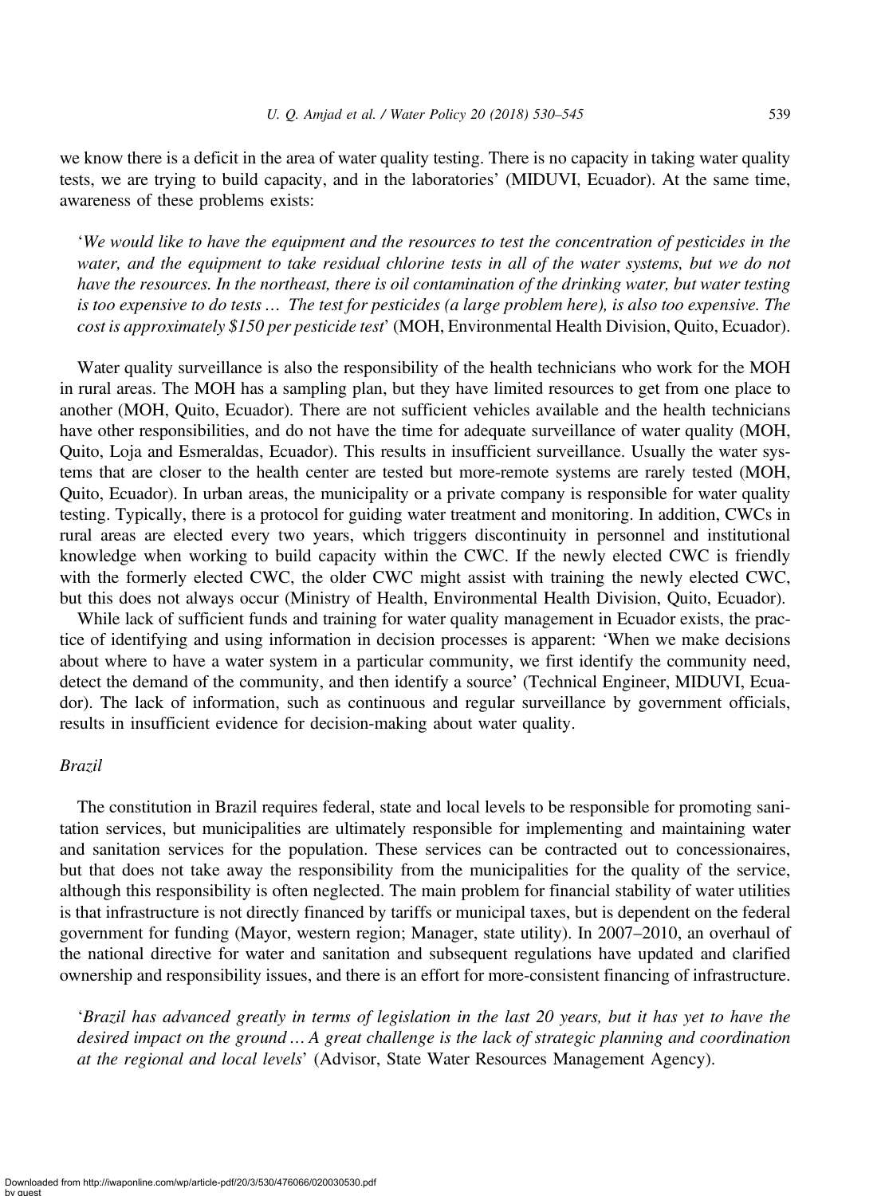we know there is a deficit in the area of water quality testing. There is no capacity in taking water quality tests, we are trying to build capacity, and in the laboratories' (MIDUVI, Ecuador). At the same time, awareness of these problems exists:

'*We would like to have the equipment and the resources to test the concentration of pesticides in the water, and the equipment to take residual chlorine tests in all of the water systems, but we do not have the resources. In the northeast, there is oil contamination of the drinking water, but water testing is too expensive to do tests … The test for pesticides (a large problem here), is also too expensive. The cost is approximately $150 per pesticide test*' (MOH, Environmental Health Division, Quito, Ecuador).

Water quality surveillance is also the responsibility of the health technicians who work for the MOH in rural areas. The MOH has a sampling plan, but they have limited resources to get from one place to another (MOH, Quito, Ecuador). There are not sufficient vehicles available and the health technicians have other responsibilities, and do not have the time for adequate surveillance of water quality (MOH, Quito, Loja and Esmeraldas, Ecuador). This results in insufficient surveillance. Usually the water systems that are closer to the health center are tested but more-remote systems are rarely tested (MOH, Quito, Ecuador). In urban areas, the municipality or a private company is responsible for water quality testing. Typically, there is a protocol for guiding water treatment and monitoring. In addition, CWCs in rural areas are elected every two years, which triggers discontinuity in personnel and institutional knowledge when working to build capacity within the CWC. If the newly elected CWC is friendly with the formerly elected CWC, the older CWC might assist with training the newly elected CWC, but this does not always occur (Ministry of Health, Environmental Health Division, Quito, Ecuador).

While lack of sufficient funds and training for water quality management in Ecuador exists, the practice of identifying and using information in decision processes is apparent: 'When we make decisions about where to have a water system in a particular community, we first identify the community need, detect the demand of the community, and then identify a source' (Technical Engineer, MIDUVI, Ecuador). The lack of information, such as continuous and regular surveillance by government officials, results in insufficient evidence for decision-making about water quality.

### *Brazil*

The constitution in Brazil requires federal, state and local levels to be responsible for promoting sanitation services, but municipalities are ultimately responsible for implementing and maintaining water and sanitation services for the population. These services can be contracted out to concessionaires, but that does not take away the responsibility from the municipalities for the quality of the service, although this responsibility is often neglected. The main problem for financial stability of water utilities is that infrastructure is not directly financed by tariffs or municipal taxes, but is dependent on the federal government for funding (Mayor, western region; Manager, state utility). In 2007–2010, an overhaul of the national directive for water and sanitation and subsequent regulations have updated and clarified ownership and responsibility issues, and there is an effort for more-consistent financing of infrastructure.

'*Brazil has advanced greatly in terms of legislation in the last 20 years, but it has yet to have the desired impact on the ground … A great challenge is the lack of strategic planning and coordination at the regional and local levels*' (Advisor, State Water Resources Management Agency).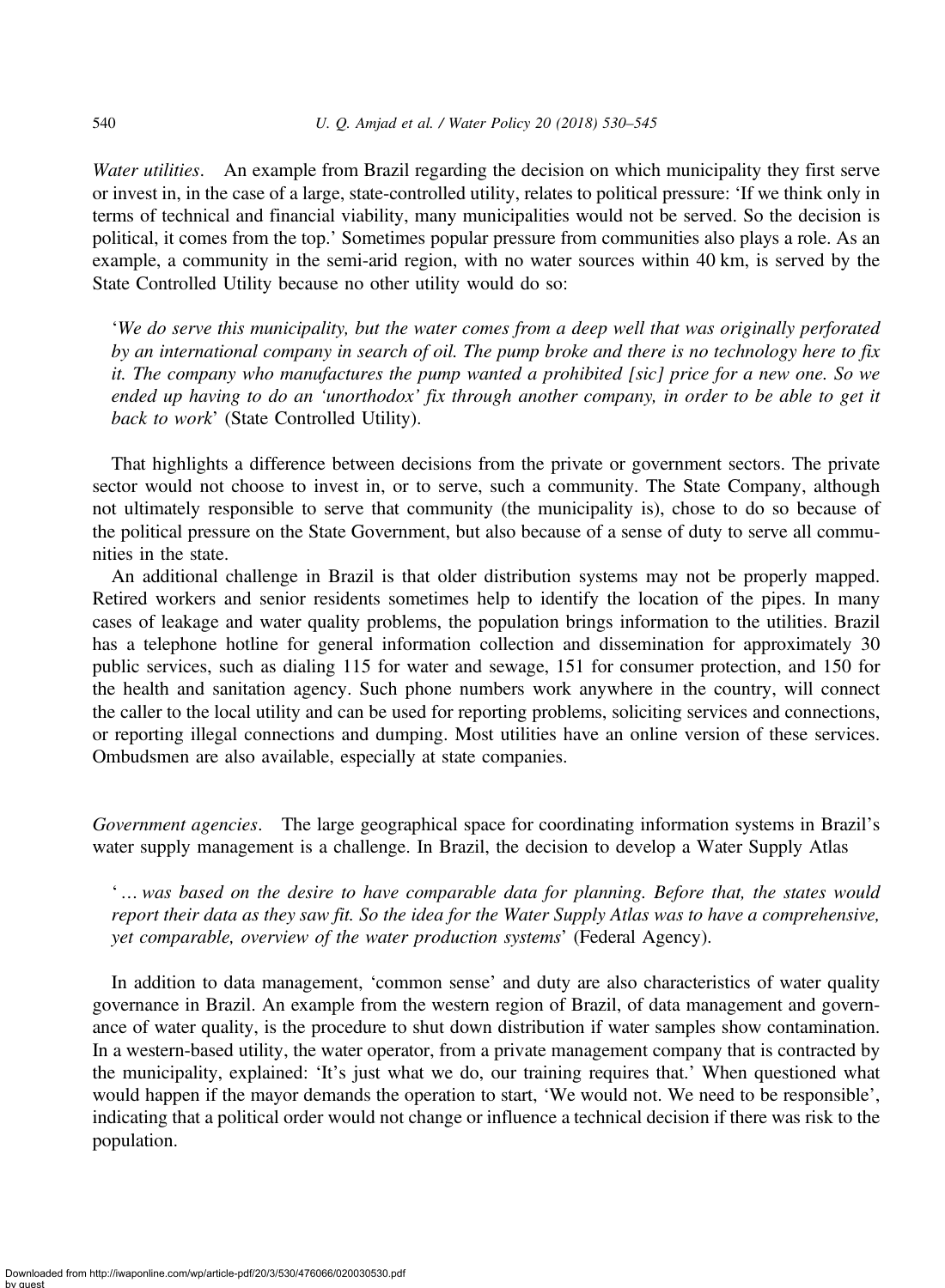*Water utilities*. An example from Brazil regarding the decision on which municipality they first serve or invest in, in the case of a large, state-controlled utility, relates to political pressure: 'If we think only in terms of technical and financial viability, many municipalities would not be served. So the decision is political, it comes from the top.' Sometimes popular pressure from communities also plays a role. As an example, a community in the semi-arid region, with no water sources within 40 km, is served by the State Controlled Utility because no other utility would do so:

'*We do serve this municipality, but the water comes from a deep well that was originally perforated by an international company in search of oil. The pump broke and there is no technology here to fix it. The company who manufactures the pump wanted a prohibited [sic] price for a new one. So we ended up having to do an 'unorthodox' fix through another company, in order to be able to get it back to work*' (State Controlled Utility).

That highlights a difference between decisions from the private or government sectors. The private sector would not choose to invest in, or to serve, such a community. The State Company, although not ultimately responsible to serve that community (the municipality is), chose to do so because of the political pressure on the State Government, but also because of a sense of duty to serve all communities in the state.

An additional challenge in Brazil is that older distribution systems may not be properly mapped. Retired workers and senior residents sometimes help to identify the location of the pipes. In many cases of leakage and water quality problems, the population brings information to the utilities. Brazil has a telephone hotline for general information collection and dissemination for approximately 30 public services, such as dialing 115 for water and sewage, 151 for consumer protection, and 150 for the health and sanitation agency. Such phone numbers work anywhere in the country, will connect the caller to the local utility and can be used for reporting problems, soliciting services and connections, or reporting illegal connections and dumping. Most utilities have an online version of these services. Ombudsmen are also available, especially at state companies.

*Government agencies*. The large geographical space for coordinating information systems in Brazil's water supply management is a challenge. In Brazil, the decision to develop a Water Supply Atlas

'*… was based on the desire to have comparable data for planning. Before that, the states would report their data as they saw fit. So the idea for the Water Supply Atlas was to have a comprehensive, yet comparable, overview of the water production systems*' (Federal Agency).

In addition to data management, 'common sense' and duty are also characteristics of water quality governance in Brazil. An example from the western region of Brazil, of data management and governance of water quality, is the procedure to shut down distribution if water samples show contamination. In a western-based utility, the water operator, from a private management company that is contracted by the municipality, explained: 'It's just what we do, our training requires that.' When questioned what would happen if the mayor demands the operation to start, 'We would not. We need to be responsible', indicating that a political order would not change or influence a technical decision if there was risk to the population.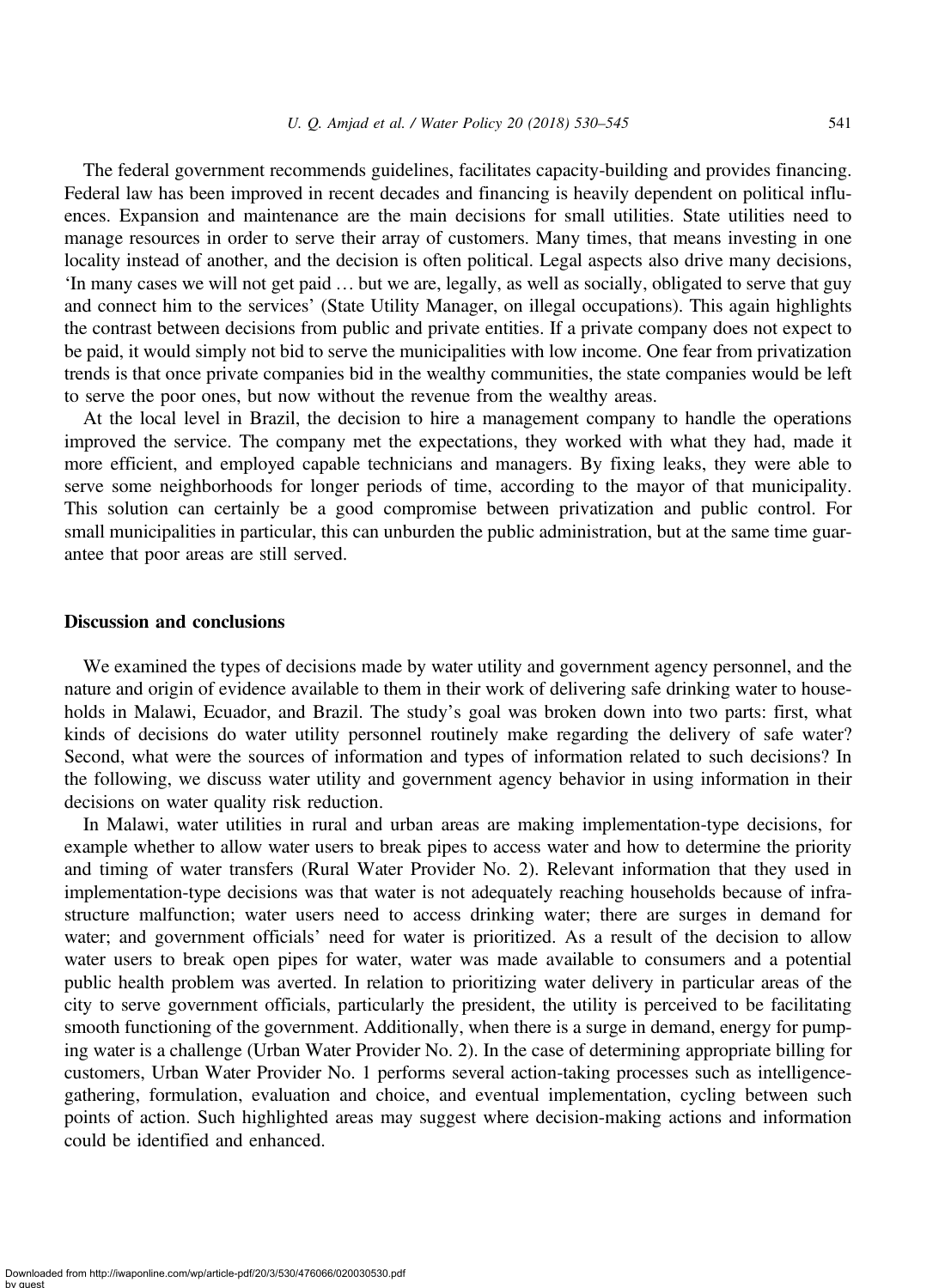The federal government recommends guidelines, facilitates capacity-building and provides financing. Federal law has been improved in recent decades and financing is heavily dependent on political influences. Expansion and maintenance are the main decisions for small utilities. State utilities need to manage resources in order to serve their array of customers. Many times, that means investing in one locality instead of another, and the decision is often political. Legal aspects also drive many decisions, 'In many cases we will not get paid … but we are, legally, as well as socially, obligated to serve that guy and connect him to the services' (State Utility Manager, on illegal occupations). This again highlights the contrast between decisions from public and private entities. If a private company does not expect to be paid, it would simply not bid to serve the municipalities with low income. One fear from privatization trends is that once private companies bid in the wealthy communities, the state companies would be left to serve the poor ones, but now without the revenue from the wealthy areas.

At the local level in Brazil, the decision to hire a management company to handle the operations improved the service. The company met the expectations, they worked with what they had, made it more efficient, and employed capable technicians and managers. By fixing leaks, they were able to serve some neighborhoods for longer periods of time, according to the mayor of that municipality. This solution can certainly be a good compromise between privatization and public control. For small municipalities in particular, this can unburden the public administration, but at the same time guarantee that poor areas are still served.

## Discussion and conclusions

We examined the types of decisions made by water utility and government agency personnel, and the nature and origin of evidence available to them in their work of delivering safe drinking water to households in Malawi, Ecuador, and Brazil. The study's goal was broken down into two parts: first, what kinds of decisions do water utility personnel routinely make regarding the delivery of safe water? Second, what were the sources of information and types of information related to such decisions? In the following, we discuss water utility and government agency behavior in using information in their decisions on water quality risk reduction.

In Malawi, water utilities in rural and urban areas are making implementation-type decisions, for example whether to allow water users to break pipes to access water and how to determine the priority and timing of water transfers (Rural Water Provider No. 2). Relevant information that they used in implementation-type decisions was that water is not adequately reaching households because of infrastructure malfunction; water users need to access drinking water; there are surges in demand for water; and government officials' need for water is prioritized. As a result of the decision to allow water users to break open pipes for water, water was made available to consumers and a potential public health problem was averted. In relation to prioritizing water delivery in particular areas of the city to serve government officials, particularly the president, the utility is perceived to be facilitating smooth functioning of the government. Additionally, when there is a surge in demand, energy for pumping water is a challenge (Urban Water Provider No. 2). In the case of determining appropriate billing for customers, Urban Water Provider No. 1 performs several action-taking processes such as intelligence-gathering, formulation, evaluation and choice, and eventual implementation, cycling between such points of action. Such highlighted areas may suggest where decision-making actions and information could be identified and enhanced.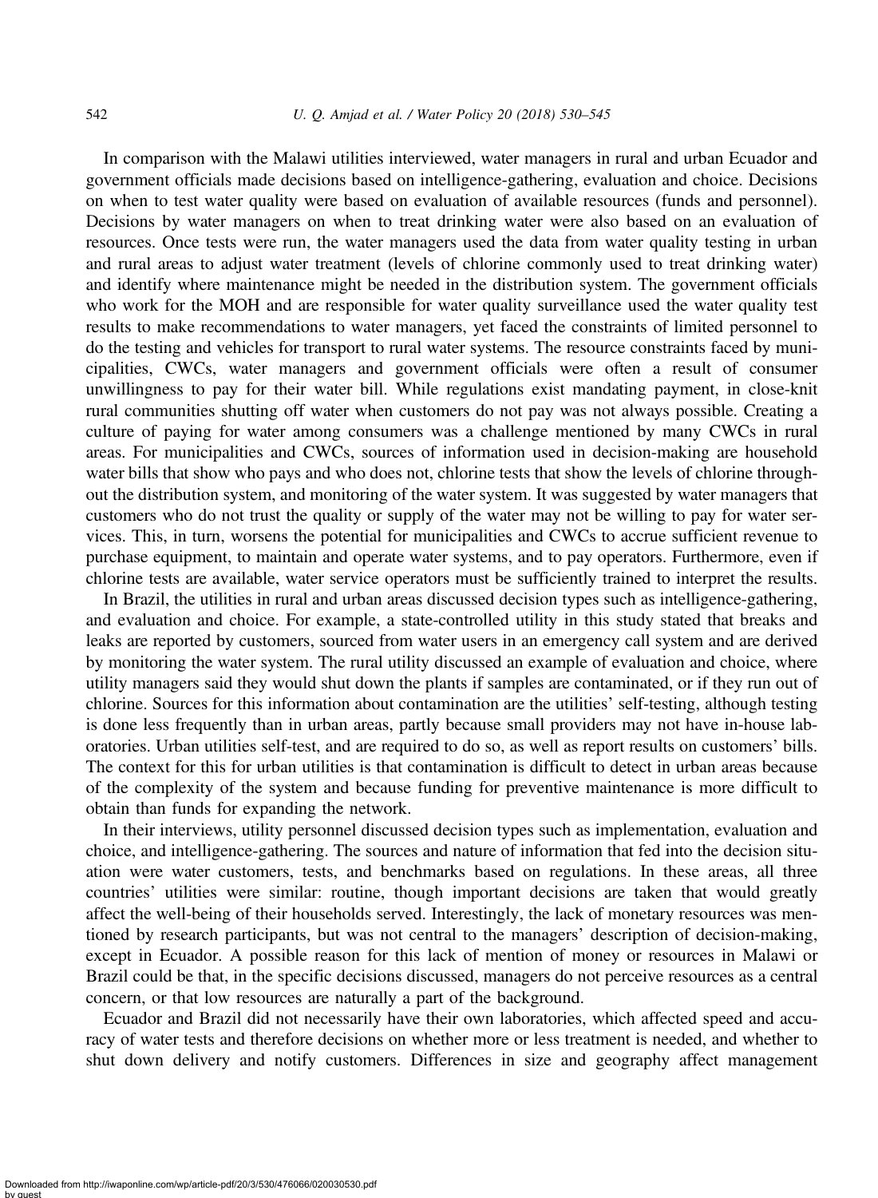In comparison with the Malawi utilities interviewed, water managers in rural and urban Ecuador and government officials made decisions based on intelligence-gathering, evaluation and choice. Decisions on when to test water quality were based on evaluation of available resources (funds and personnel). Decisions by water managers on when to treat drinking water were also based on an evaluation of resources. Once tests were run, the water managers used the data from water quality testing in urban and rural areas to adjust water treatment (levels of chlorine commonly used to treat drinking water) and identify where maintenance might be needed in the distribution system. The government officials who work for the MOH and are responsible for water quality surveillance used the water quality test results to make recommendations to water managers, yet faced the constraints of limited personnel to do the testing and vehicles for transport to rural water systems. The resource constraints faced by municipalities, CWCs, water managers and government officials were often a result of consumer unwillingness to pay for their water bill. While regulations exist mandating payment, in close-knit rural communities shutting off water when customers do not pay was not always possible. Creating a culture of paying for water among consumers was a challenge mentioned by many CWCs in rural areas. For municipalities and CWCs, sources of information used in decision-making are household water bills that show who pays and who does not, chlorine tests that show the levels of chlorine throughout the distribution system, and monitoring of the water system. It was suggested by water managers that customers who do not trust the quality or supply of the water may not be willing to pay for water services. This, in turn, worsens the potential for municipalities and CWCs to accrue sufficient revenue to purchase equipment, to maintain and operate water systems, and to pay operators. Furthermore, even if chlorine tests are available, water service operators must be sufficiently trained to interpret the results.

In Brazil, the utilities in rural and urban areas discussed decision types such as intelligence-gathering, and evaluation and choice. For example, a state-controlled utility in this study stated that breaks and leaks are reported by customers, sourced from water users in an emergency call system and are derived by monitoring the water system. The rural utility discussed an example of evaluation and choice, where utility managers said they would shut down the plants if samples are contaminated, or if they run out of chlorine. Sources for this information about contamination are the utilities' self-testing, although testing is done less frequently than in urban areas, partly because small providers may not have in-house laboratories. Urban utilities self-test, and are required to do so, as well as report results on customers' bills. The context for this for urban utilities is that contamination is difficult to detect in urban areas because of the complexity of the system and because funding for preventive maintenance is more difficult to obtain than funds for expanding the network.

In their interviews, utility personnel discussed decision types such as implementation, evaluation and choice, and intelligence-gathering. The sources and nature of information that fed into the decision situation were water customers, tests, and benchmarks based on regulations. In these areas, all three countries' utilities were similar: routine, though important decisions are taken that would greatly affect the well-being of their households served. Interestingly, the lack of monetary resources was mentioned by research participants, but was not central to the managers' description of decision-making, except in Ecuador. A possible reason for this lack of mention of money or resources in Malawi or Brazil could be that, in the specific decisions discussed, managers do not perceive resources as a central concern, or that low resources are naturally a part of the background.

Ecuador and Brazil did not necessarily have their own laboratories, which affected speed and accuracy of water tests and therefore decisions on whether more or less treatment is needed, and whether to shut down delivery and notify customers. Differences in size and geography affect management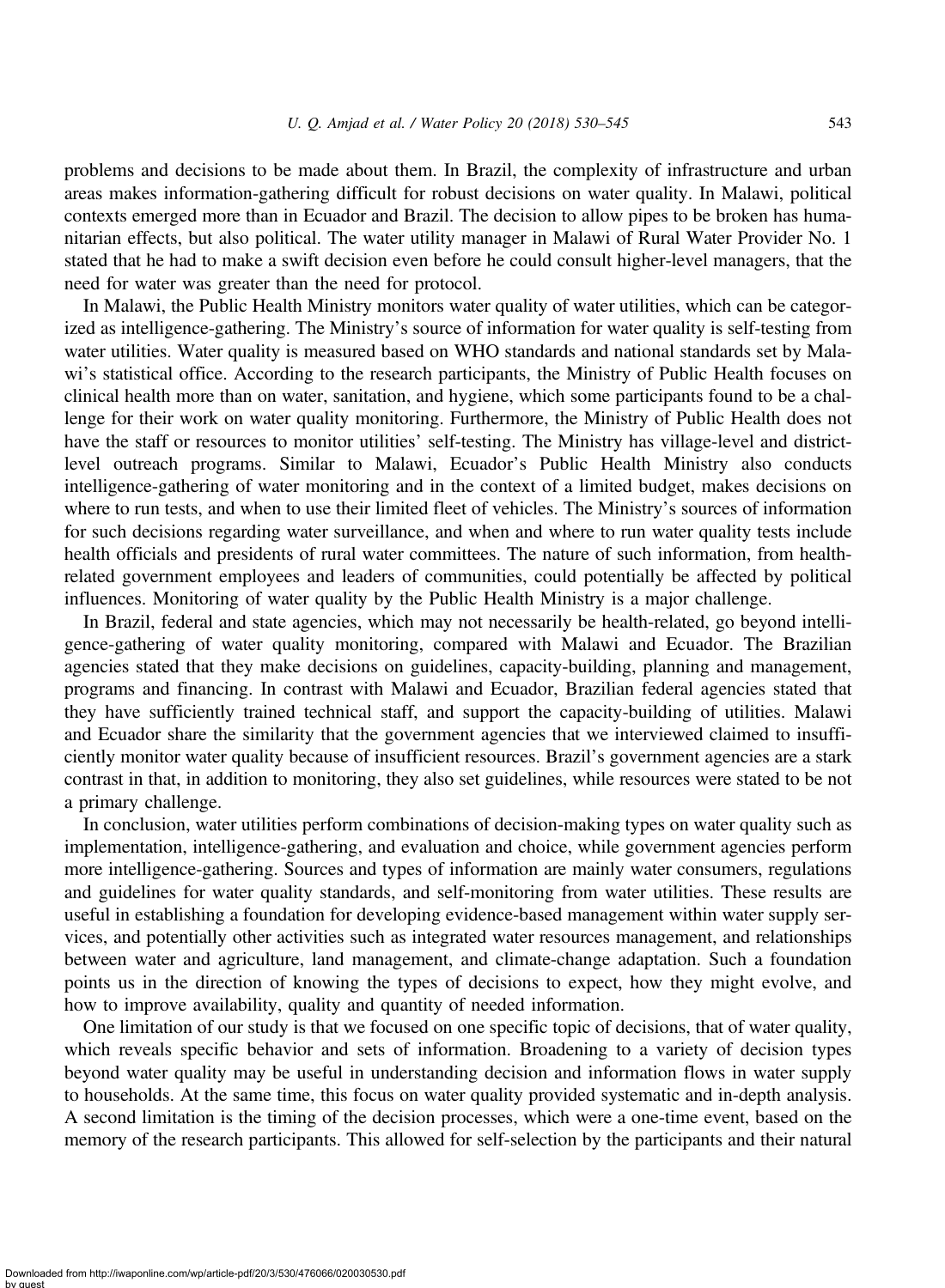problems and decisions to be made about them. In Brazil, the complexity of infrastructure and urban areas makes information-gathering difficult for robust decisions on water quality. In Malawi, political contexts emerged more than in Ecuador and Brazil. The decision to allow pipes to be broken has humanitarian effects, but also political. The water utility manager in Malawi of Rural Water Provider No. 1 stated that he had to make a swift decision even before he could consult higher-level managers, that the need for water was greater than the need for protocol.

In Malawi, the Public Health Ministry monitors water quality of water utilities, which can be categorized as intelligence-gathering. The Ministry's source of information for water quality is self-testing from water utilities. Water quality is measured based on WHO standards and national standards set by Malawi's statistical office. According to the research participants, the Ministry of Public Health focuses on clinical health more than on water, sanitation, and hygiene, which some participants found to be a challenge for their work on water quality monitoring. Furthermore, the Ministry of Public Health does not have the staff or resources to monitor utilities' self-testing. The Ministry has village-level and district-level outreach programs. Similar to Malawi, Ecuador's Public Health Ministry also conducts intelligence-gathering of water monitoring and in the context of a limited budget, makes decisions on where to run tests, and when to use their limited fleet of vehicles. The Ministry's sources of information for such decisions regarding water surveillance, and when and where to run water quality tests include health officials and presidents of rural water committees. The nature of such information, from health-related government employees and leaders of communities, could potentially be affected by political influences. Monitoring of water quality by the Public Health Ministry is a major challenge.

In Brazil, federal and state agencies, which may not necessarily be health-related, go beyond intelligence-gathering of water quality monitoring, compared with Malawi and Ecuador. The Brazilian agencies stated that they make decisions on guidelines, capacity-building, planning and management, programs and financing. In contrast with Malawi and Ecuador, Brazilian federal agencies stated that they have sufficiently trained technical staff, and support the capacity-building of utilities. Malawi and Ecuador share the similarity that the government agencies that we interviewed claimed to insufficiently monitor water quality because of insufficient resources. Brazil's government agencies are a stark contrast in that, in addition to monitoring, they also set guidelines, while resources were stated to be not a primary challenge.

In conclusion, water utilities perform combinations of decision-making types on water quality such as implementation, intelligence-gathering, and evaluation and choice, while government agencies perform more intelligence-gathering. Sources and types of information are mainly water consumers, regulations and guidelines for water quality standards, and self-monitoring from water utilities. These results are useful in establishing a foundation for developing evidence-based management within water supply services, and potentially other activities such as integrated water resources management, and relationships between water and agriculture, land management, and climate-change adaptation. Such a foundation points us in the direction of knowing the types of decisions to expect, how they might evolve, and how to improve availability, quality and quantity of needed information.

One limitation of our study is that we focused on one specific topic of decisions, that of water quality, which reveals specific behavior and sets of information. Broadening to a variety of decision types beyond water quality may be useful in understanding decision and information flows in water supply to households. At the same time, this focus on water quality provided systematic and in-depth analysis. A second limitation is the timing of the decision processes, which were a one-time event, based on the memory of the research participants. This allowed for self-selection by the participants and their natural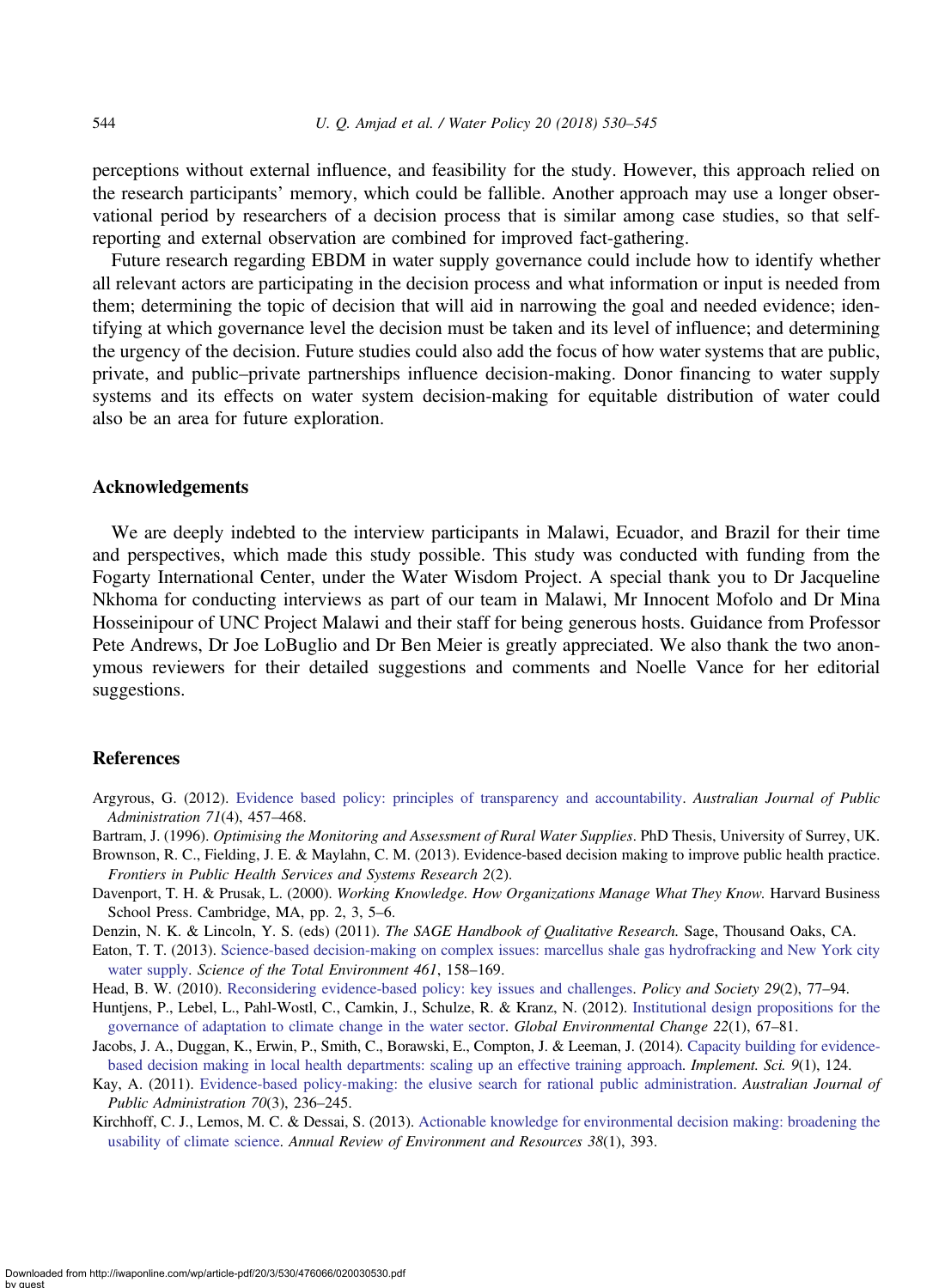perceptions without external influence, and feasibility for the study. However, this approach relied on the research participants' memory, which could be fallible. Another approach may use a longer observational period by researchers of a decision process that is similar among case studies, so that self-reporting and external observation are combined for improved fact-gathering.

Future research regarding EBDM in water supply governance could include how to identify whether all relevant actors are participating in the decision process and what information or input is needed from them; determining the topic of decision that will aid in narrowing the goal and needed evidence; identifying at which governance level the decision must be taken and its level of influence; and determining the urgency of the decision. Future studies could also add the focus of how water systems that are public, private, and public–private partnerships influence decision-making. Donor financing to water supply systems and its effects on water system decision-making for equitable distribution of water could also be an area for future exploration.

## Acknowledgements

We are deeply indebted to the interview participants in Malawi, Ecuador, and Brazil for their time and perspectives, which made this study possible. This study was conducted with funding from the Fogarty International Center, under the Water Wisdom Project. A special thank you to Dr Jacqueline Nkhoma for conducting interviews as part of our team in Malawi, Mr Innocent Mofolo and Dr Mina Hosseinipour of UNC Project Malawi and their staff for being generous hosts. Guidance from Professor Pete Andrews, Dr Joe LoBuglio and Dr Ben Meier is greatly appreciated. We also thank the two anonymous reviewers for their detailed suggestions and comments and Noelle Vance for her editorial suggestions.

## References

Argyrous, G. (2012). Evidence based policy: principles of transparency and accountability. *Australian Journal of Public Administration 71*(4), 457–468.

Bartram, J. (1996). *Optimising the Monitoring and Assessment of Rural Water Supplies*. PhD Thesis, University of Surrey, UK.

Brownson, R. C., Fielding, J. E. & Maylahn, C. M. (2013). Evidence-based decision making to improve public health practice. *Frontiers in Public Health Services and Systems Research 2*(2).

Davenport, T. H. & Prusak, L. (2000). *Working Knowledge. How Organizations Manage What They Know.* Harvard Business School Press. Cambridge, MA, pp. 2, 3, 5–6.

Denzin, N. K. & Lincoln, Y. S. (eds) (2011). *The SAGE Handbook of Qualitative Research.* Sage, Thousand Oaks, CA.

Eaton, T. T. (2013). Science-based decision-making on complex issues: marcellus shale gas hydrofracking and New York city water supply. *Science of the Total Environment 461*, 158–169.

Head, B. W. (2010). Reconsidering evidence-based policy: key issues and challenges. *Policy and Society 29*(2), 77–94.

Huntjens, P., Lebel, L., Pahl-Wostl, C., Camkin, J., Schulze, R. & Kranz, N. (2012). Institutional design propositions for the governance of adaptation to climate change in the water sector. *Global Environmental Change 22*(1), 67–81.

Jacobs, J. A., Duggan, K., Erwin, P., Smith, C., Borawski, E., Compton, J. & Leeman, J. (2014). Capacity building for evidence-based decision making in local health departments: scaling up an effective training approach. *Implement. Sci. 9*(1), 124.

Kay, A. (2011). Evidence-based policy-making: the elusive search for rational public administration. *Australian Journal of Public Administration 70*(3), 236–245.

Kirchhoff, C. J., Lemos, M. C. & Dessai, S. (2013). Actionable knowledge for environmental decision making: broadening the usability of climate science. *Annual Review of Environment and Resources 38*(1), 393.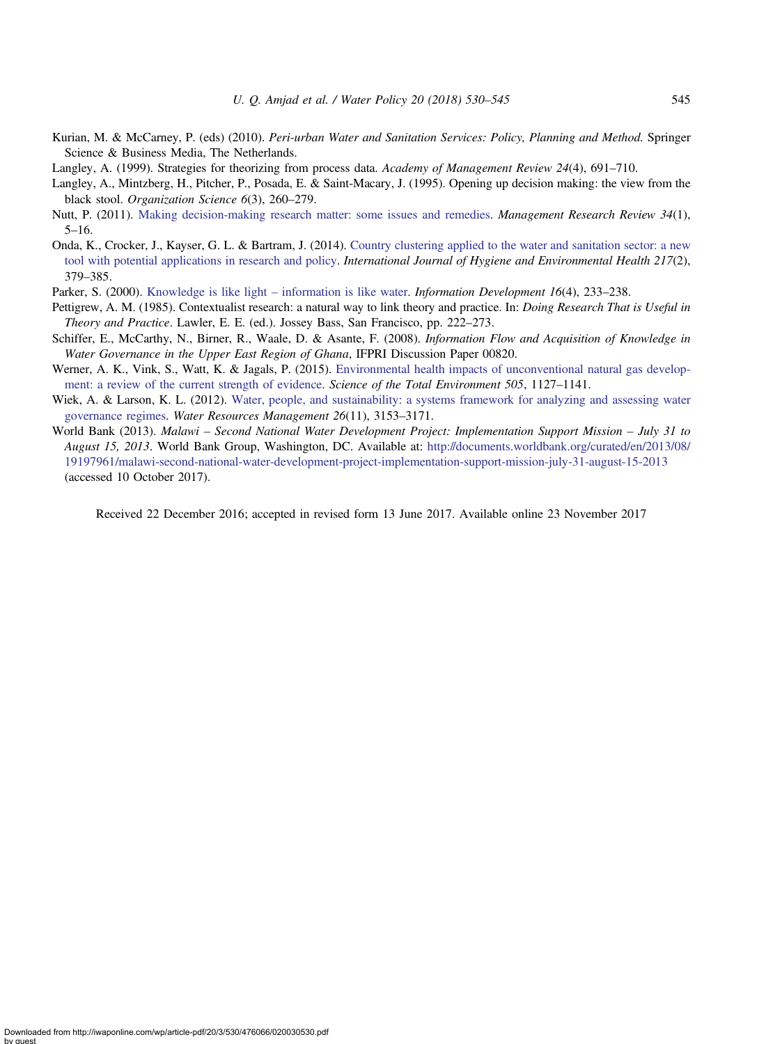Kurian, M. & McCarney, P. (eds) (2010). *Peri-urban Water and Sanitation Services: Policy, Planning and Method.* Springer Science & Business Media, The Netherlands.

Langley, A. (1999). Strategies for theorizing from process data. *Academy of Management Review 24*(4), 691–710.

Langley, A., Mintzberg, H., Pitcher, P., Posada, E. & Saint-Macary, J. (1995). Opening up decision making: the view from the black stool. *Organization Science 6*(3), 260–279.

Nutt, P. (2011). Making decision-making research matter: some issues and remedies. *Management Research Review 34*(1), 5–16.

Onda, K., Crocker, J., Kayser, G. L. & Bartram, J. (2014). Country clustering applied to the water and sanitation sector: a new tool with potential applications in research and policy. *International Journal of Hygiene and Environmental Health 217*(2), 379–385.

Parker, S. (2000). Knowledge is like light – information is like water. *Information Development 16*(4), 233–238.

Pettigrew, A. M. (1985). Contextualist research: a natural way to link theory and practice. In: *Doing Research That is Useful in Theory and Practice*. Lawler, E. E. (ed.). Jossey Bass, San Francisco, pp. 222–273.

Schiffer, E., McCarthy, N., Birner, R., Waale, D. & Asante, F. (2008). *Information Flow and Acquisition of Knowledge in Water Governance in the Upper East Region of Ghana*, IFPRI Discussion Paper 00820.

Werner, A. K., Vink, S., Watt, K. & Jagals, P. (2015). Environmental health impacts of unconventional natural gas development: a review of the current strength of evidence. *Science of the Total Environment 505*, 1127–1141.

Wiek, A. & Larson, K. L. (2012). Water, people, and sustainability: a systems framework for analyzing and assessing water governance regimes. *Water Resources Management 26*(11), 3153–3171.

World Bank (2013). *Malawi – Second National Water Development Project: Implementation Support Mission – July 31 to August 15, 2013*. World Bank Group, Washington, DC. Available at: http://documents.worldbank.org/curated/en/2013/08/19197961/malawi-second-national-water-development-project-implementation-support-mission-july-31-august-15-2013 (accessed 10 October 2017).

Received 22 December 2016; accepted in revised form 13 June 2017. Available online 23 November 2017